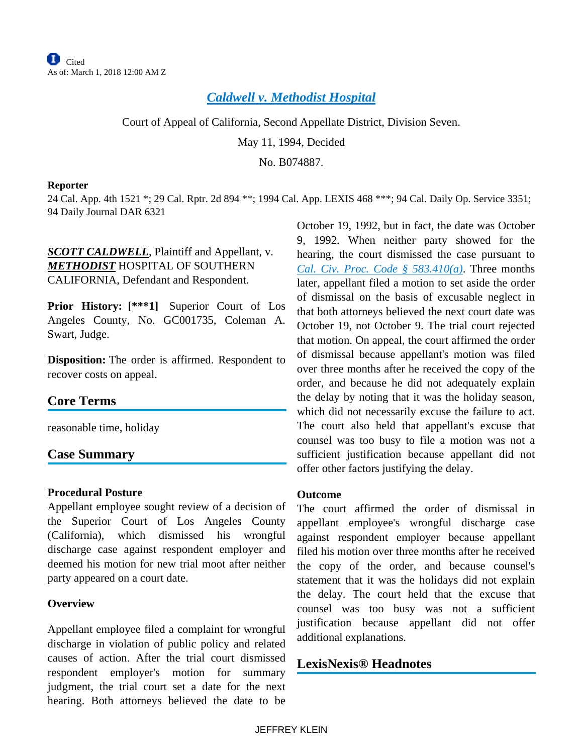Cited
As of: March 1, 2018 12:00 AM Z

# Caldwell v. Methodist Hospital

Court of Appeal of California, Second Appellate District, Division Seven.

May 11, 1994, Decided

No. B074887.

**Reporter**

24 Cal. App. 4th 1521 *; 29 Cal. Rptr. 2d 894 **; 1994 Cal. App. LEXIS 468 ***; 94 Cal. Daily Op. Service 3351; 94 Daily Journal DAR 6321

***SCOTT CALDWELL***, Plaintiff and Appellant, v. ***METHODIST*** HOSPITAL OF SOUTHERN CALIFORNIA, Defendant and Respondent.

**Prior History: [***1]** Superior Court of Los Angeles County, No. GC001735, Coleman A. Swart, Judge.

**Disposition:** The order is affirmed. Respondent to recover costs on appeal.

## Core Terms

reasonable time, holiday

## Case Summary

### Procedural Posture

Appellant employee sought review of a decision of the Superior Court of Los Angeles County (California), which dismissed his wrongful discharge case against respondent employer and deemed his motion for new trial moot after neither party appeared on a court date.

### Overview

Appellant employee filed a complaint for wrongful discharge in violation of public policy and related causes of action. After the trial court dismissed respondent employer's motion for summary judgment, the trial court set a date for the next hearing. Both attorneys believed the date to be October 19, 1992, but in fact, the date was October 9, 1992. When neither party showed for the hearing, the court dismissed the case pursuant to *Cal. Civ. Proc. Code § 583.410(a)*. Three months later, appellant filed a motion to set aside the order of dismissal on the basis of excusable neglect in that both attorneys believed the next court date was October 19, not October 9. The trial court rejected that motion. On appeal, the court affirmed the order of dismissal because appellant's motion was filed over three months after he received the copy of the order, and because he did not adequately explain the delay by noting that it was the holiday season, which did not necessarily excuse the failure to act. The court also held that appellant's excuse that counsel was too busy to file a motion was not a sufficient justification because appellant did not offer other factors justifying the delay.

### Outcome

The court affirmed the order of dismissal in appellant employee's wrongful discharge case against respondent employer because appellant filed his motion over three months after he received the copy of the order, and because counsel's statement that it was the holidays did not explain the delay. The court held that the excuse that counsel was too busy was not a sufficient justification because appellant did not offer additional explanations.

## LexisNexis® Headnotes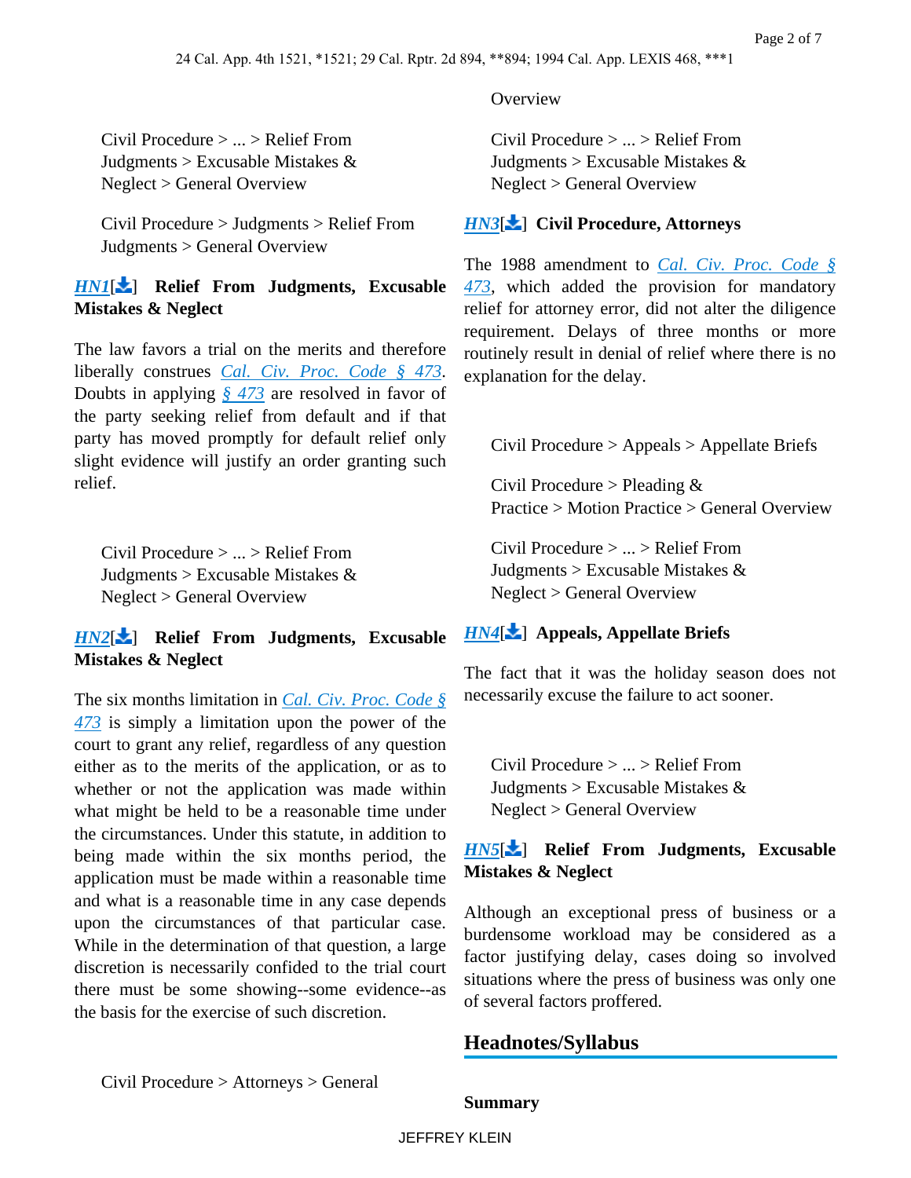Civil Procedure > ... > Relief From Judgments > Excusable Mistakes & Neglect > General Overview

Civil Procedure > Judgments > Relief From Judgments > General Overview

**HN1[] Relief From Judgments, Excusable Mistakes & Neglect**

The law favors a trial on the merits and therefore liberally construes Cal. Civ. Proc. Code § 473. Doubts in applying § 473 are resolved in favor of the party seeking relief from default and if that party has moved promptly for default relief only slight evidence will justify an order granting such relief.

Civil Procedure > ... > Relief From Judgments > Excusable Mistakes & Neglect > General Overview

**HN2[] Relief From Judgments, Excusable Mistakes & Neglect**

The six months limitation in Cal. Civ. Proc. Code § 473 is simply a limitation upon the power of the court to grant any relief, regardless of any question either as to the merits of the application, or as to whether or not the application was made within what might be held to be a reasonable time under the circumstances. Under this statute, in addition to being made within the six months period, the application must be made within a reasonable time and what is a reasonable time in any case depends upon the circumstances of that particular case. While in the determination of that question, a large discretion is necessarily confided to the trial court there must be some showing--some evidence--as the basis for the exercise of such discretion.

Civil Procedure > Attorneys > General Overview

Civil Procedure > ... > Relief From Judgments > Excusable Mistakes & Neglect > General Overview

**HN3[] Civil Procedure, Attorneys**

The 1988 amendment to Cal. Civ. Proc. Code § 473, which added the provision for mandatory relief for attorney error, did not alter the diligence requirement. Delays of three months or more routinely result in denial of relief where there is no explanation for the delay.

Civil Procedure > Appeals > Appellate Briefs

Civil Procedure > Pleading & Practice > Motion Practice > General Overview

Civil Procedure > ... > Relief From Judgments > Excusable Mistakes & Neglect > General Overview

**HN4[] Appeals, Appellate Briefs**

The fact that it was the holiday season does not necessarily excuse the failure to act sooner.

Civil Procedure > ... > Relief From Judgments > Excusable Mistakes & Neglect > General Overview

**HN5[] Relief From Judgments, Excusable Mistakes & Neglect**

Although an exceptional press of business or a burdensome workload may be considered as a factor justifying delay, cases doing so involved situations where the press of business was only one of several factors proffered.

## Headnotes/Syllabus

**Summary**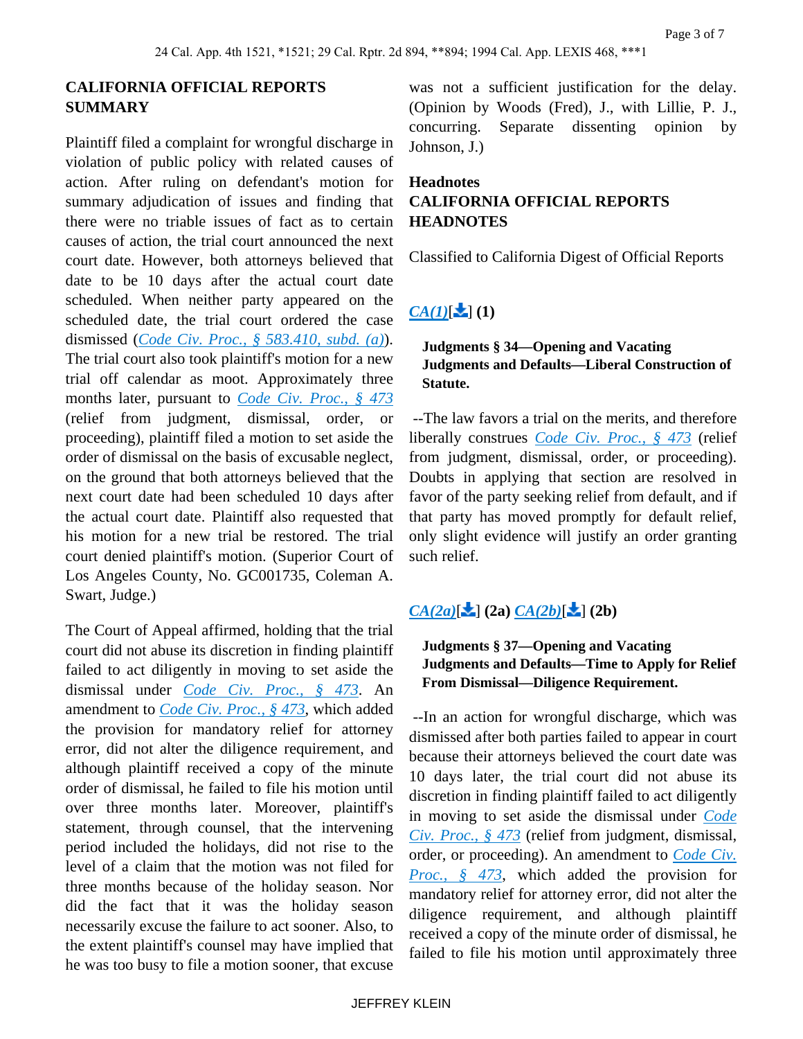## CALIFORNIA OFFICIAL REPORTS SUMMARY

Plaintiff filed a complaint for wrongful discharge in violation of public policy with related causes of action. After ruling on defendant's motion for summary adjudication of issues and finding that there were no triable issues of fact as to certain causes of action, the trial court announced the next court date. However, both attorneys believed that date to be 10 days after the actual court date scheduled. When neither party appeared on the scheduled date, the trial court ordered the case dismissed (*Code Civ. Proc., § 583.410, subd. (a)*). The trial court also took plaintiff's motion for a new trial off calendar as moot. Approximately three months later, pursuant to *Code Civ. Proc., § 473* (relief from judgment, dismissal, order, or proceeding), plaintiff filed a motion to set aside the order of dismissal on the basis of excusable neglect, on the ground that both attorneys believed that the next court date had been scheduled 10 days after the actual court date. Plaintiff also requested that his motion for a new trial be restored. The trial court denied plaintiff's motion. (Superior Court of Los Angeles County, No. GC001735, Coleman A. Swart, Judge.)

The Court of Appeal affirmed, holding that the trial court did not abuse its discretion in finding plaintiff failed to act diligently in moving to set aside the dismissal under *Code Civ. Proc., § 473*. An amendment to *Code Civ. Proc., § 473*, which added the provision for mandatory relief for attorney error, did not alter the diligence requirement, and although plaintiff received a copy of the minute order of dismissal, he failed to file his motion until over three months later. Moreover, plaintiff's statement, through counsel, that the intervening period included the holidays, did not rise to the level of a claim that the motion was not filed for three months because of the holiday season. Nor did the fact that it was the holiday season necessarily excuse the failure to act sooner. Also, to the extent plaintiff's counsel may have implied that he was too busy to file a motion sooner, that excuse was not a sufficient justification for the delay. (Opinion by Woods (Fred), J., with Lillie, P. J., concurring. Separate dissenting opinion by Johnson, J.)

## Headnotes

## CALIFORNIA OFFICIAL REPORTS HEADNOTES

Classified to California Digest of Official Reports

*CA(1)*[] (1)

**Judgments § 34—Opening and Vacating Judgments and Defaults—Liberal Construction of Statute.**

--The law favors a trial on the merits, and therefore liberally construes *Code Civ. Proc., § 473* (relief from judgment, dismissal, order, or proceeding). Doubts in applying that section are resolved in favor of the party seeking relief from default, and if that party has moved promptly for default relief, only slight evidence will justify an order granting such relief.

*CA(2a)*[] (2a) *CA(2b)*[] (2b)

**Judgments § 37—Opening and Vacating Judgments and Defaults—Time to Apply for Relief From Dismissal—Diligence Requirement.**

--In an action for wrongful discharge, which was dismissed after both parties failed to appear in court because their attorneys believed the court date was 10 days later, the trial court did not abuse its discretion in finding plaintiff failed to act diligently in moving to set aside the dismissal under *Code Civ. Proc., § 473* (relief from judgment, dismissal, order, or proceeding). An amendment to *Code Civ. Proc., § 473*, which added the provision for mandatory relief for attorney error, did not alter the diligence requirement, and although plaintiff received a copy of the minute order of dismissal, he failed to file his motion until approximately three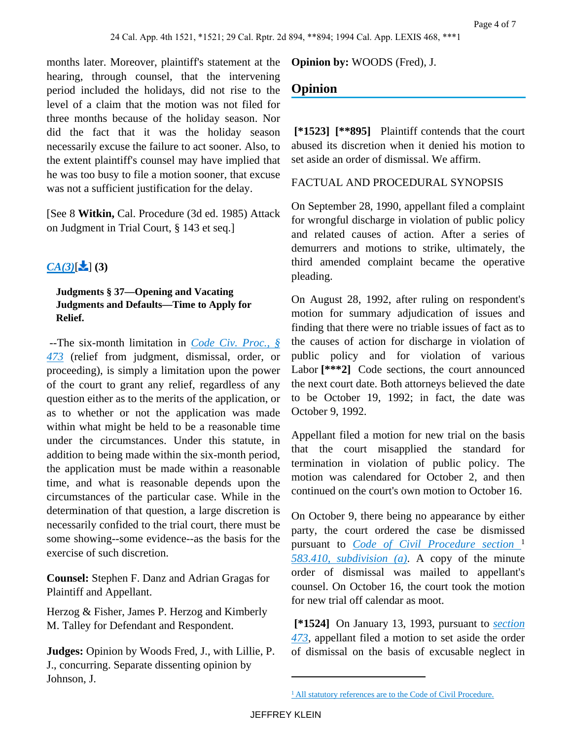months later. Moreover, plaintiff's statement at the hearing, through counsel, that the intervening period included the holidays, did not rise to the level of a claim that the motion was not filed for three months because of the holiday season. Nor did the fact that it was the holiday season necessarily excuse the failure to act sooner. Also, to the extent plaintiff's counsel may have implied that he was too busy to file a motion sooner, that excuse was not a sufficient justification for the delay.

[See 8 **Witkin,** Cal. Procedure (3d ed. 1985) Attack on Judgment in Trial Court, § 143 et seq.]

***CA(3)***[] **(3)**

**Judgments § 37—Opening and Vacating Judgments and Defaults—Time to Apply for Relief.**

--The six-month limitation in *Code Civ. Proc., § 473* (relief from judgment, dismissal, order, or proceeding), is simply a limitation upon the power of the court to grant any relief, regardless of any question either as to the merits of the application, or as to whether or not the application was made within what might be held to be a reasonable time under the circumstances. Under this statute, in addition to being made within the six-month period, the application must be made within a reasonable time, and what is reasonable depends upon the circumstances of the particular case. While in the determination of that question, a large discretion is necessarily confided to the trial court, there must be some showing--some evidence--as the basis for the exercise of such discretion.

**Counsel:** Stephen F. Danz and Adrian Gragas for Plaintiff and Appellant.

Herzog & Fisher, James P. Herzog and Kimberly M. Talley for Defendant and Respondent.

**Judges:** Opinion by Woods Fred, J., with Lillie, P. J., concurring. Separate dissenting opinion by Johnson, J.

**Opinion by:** WOODS (Fred), J.

## Opinion

**[*1523] [**895]** Plaintiff contends that the court abused its discretion when it denied his motion to set aside an order of dismissal. We affirm.

FACTUAL AND PROCEDURAL SYNOPSIS

On September 28, 1990, appellant filed a complaint for wrongful discharge in violation of public policy and related causes of action. After a series of demurrers and motions to strike, ultimately, the third amended complaint became the operative pleading.

On August 28, 1992, after ruling on respondent's motion for summary adjudication of issues and finding that there were no triable issues of fact as to the causes of action for discharge in violation of public policy and for violation of various Labor **[***2]** Code sections, the court announced the next court date. Both attorneys believed the date to be October 19, 1992; in fact, the date was October 9, 1992.

Appellant filed a motion for new trial on the basis that the court misapplied the standard for termination in violation of public policy. The motion was calendared for October 2, and then continued on the court's own motion to October 16.

On October 9, there being no appearance by either party, the court ordered the case be dismissed pursuant to *Code of Civil Procedure section* [1] *583.410, subdivision (a)*. A copy of the minute order of dismissal was mailed to appellant's counsel. On October 16, the court took the motion for new trial off calendar as moot.

**[*1524]** On January 13, 1993, pursuant to *section 473*, appellant filed a motion to set aside the order of dismissal on the basis of excusable neglect in

---

[1] All statutory references are to the Code of Civil Procedure.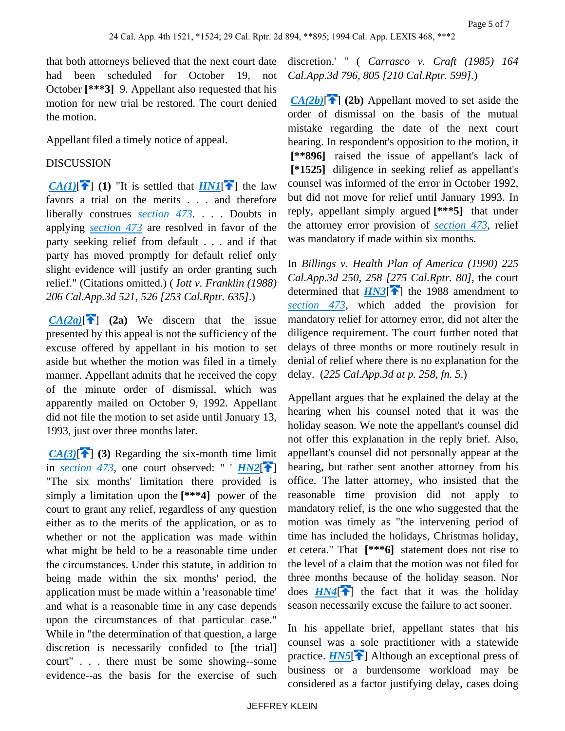that both attorneys believed that the next court date had been scheduled for October 19, not October **[\*\*\*3]** 9. Appellant also requested that his motion for new trial be restored. The court denied the motion.

Appellant filed a timely notice of appeal.

DISCUSSION

*CA(1)*[] **(1)** "It is settled that *HN1*[] the law favors a trial on the merits . . . and therefore liberally construes section 473. . . . Doubts in applying section 473 are resolved in favor of the party seeking relief from default . . . and if that party has moved promptly for default relief only slight evidence will justify an order granting such relief." (Citations omitted.) ( *Iott v. Franklin (1988) 206 Cal.App.3d 521, 526 [253 Cal.Rptr. 635]*.)

*CA(2a)*[] **(2a)** We discern that the issue presented by this appeal is not the sufficiency of the excuse offered by appellant in his motion to set aside but whether the motion was filed in a timely manner. Appellant admits that he received the copy of the minute order of dismissal, which was apparently mailed on October 9, 1992. Appellant did not file the motion to set aside until January 13, 1993, just over three months later.

*CA(3)*[] **(3)** Regarding the six-month time limit in section 473, one court observed: " ' *HN2*[] "The six months' limitation there provided is simply a limitation upon the **[\*\*\*4]** power of the court to grant any relief, regardless of any question either as to the merits of the application, or as to whether or not the application was made within what might be held to be a reasonable time under the circumstances. Under this statute, in addition to being made within the six months' period, the application must be made within a 'reasonable time' and what is a reasonable time in any case depends upon the circumstances of that particular case." While in "the determination of that question, a large discretion is necessarily confided to [the trial] court" . . . there must be some showing--some evidence--as the basis for the exercise of such discretion.' " ( *Carrasco v. Craft (1985) 164 Cal.App.3d 796, 805 [210 Cal.Rptr. 599]*.)

*CA(2b)*[] **(2b)** Appellant moved to set aside the order of dismissal on the basis of the mutual mistake regarding the date of the next court hearing. In respondent's opposition to the motion, it **[\*\*896]** raised the issue of appellant's lack of **[\*1525]** diligence in seeking relief as appellant's counsel was informed of the error in October 1992, but did not move for relief until January 1993. In reply, appellant simply argued **[\*\*\*5]** that under the attorney error provision of section 473, relief was mandatory if made within six months.

In *Billings v. Health Plan of America (1990) 225 Cal.App.3d 250, 258 [275 Cal.Rptr. 80]*, the court determined that *HN3*[] the 1988 amendment to section 473, which added the provision for mandatory relief for attorney error, did not alter the diligence requirement. The court further noted that delays of three months or more routinely result in denial of relief where there is no explanation for the delay. (*225 Cal.App.3d at p. 258, fn. 5*.)

Appellant argues that he explained the delay at the hearing when his counsel noted that it was the holiday season. We note the appellant's counsel did not offer this explanation in the reply brief. Also, appellant's counsel did not personally appear at the hearing, but rather sent another attorney from his office. The latter attorney, who insisted that the reasonable time provision did not apply to mandatory relief, is the one who suggested that the motion was timely as "the intervening period of time has included the holidays, Christmas holiday, et cetera." That **[\*\*\*6]** statement does not rise to the level of a claim that the motion was not filed for three months because of the holiday season. Nor does *HN4*[] the fact that it was the holiday season necessarily excuse the failure to act sooner.

In his appellate brief, appellant states that his counsel was a sole practitioner with a statewide practice. *HN5*[] Although an exceptional press of business or a burdensome workload may be considered as a factor justifying delay, cases doing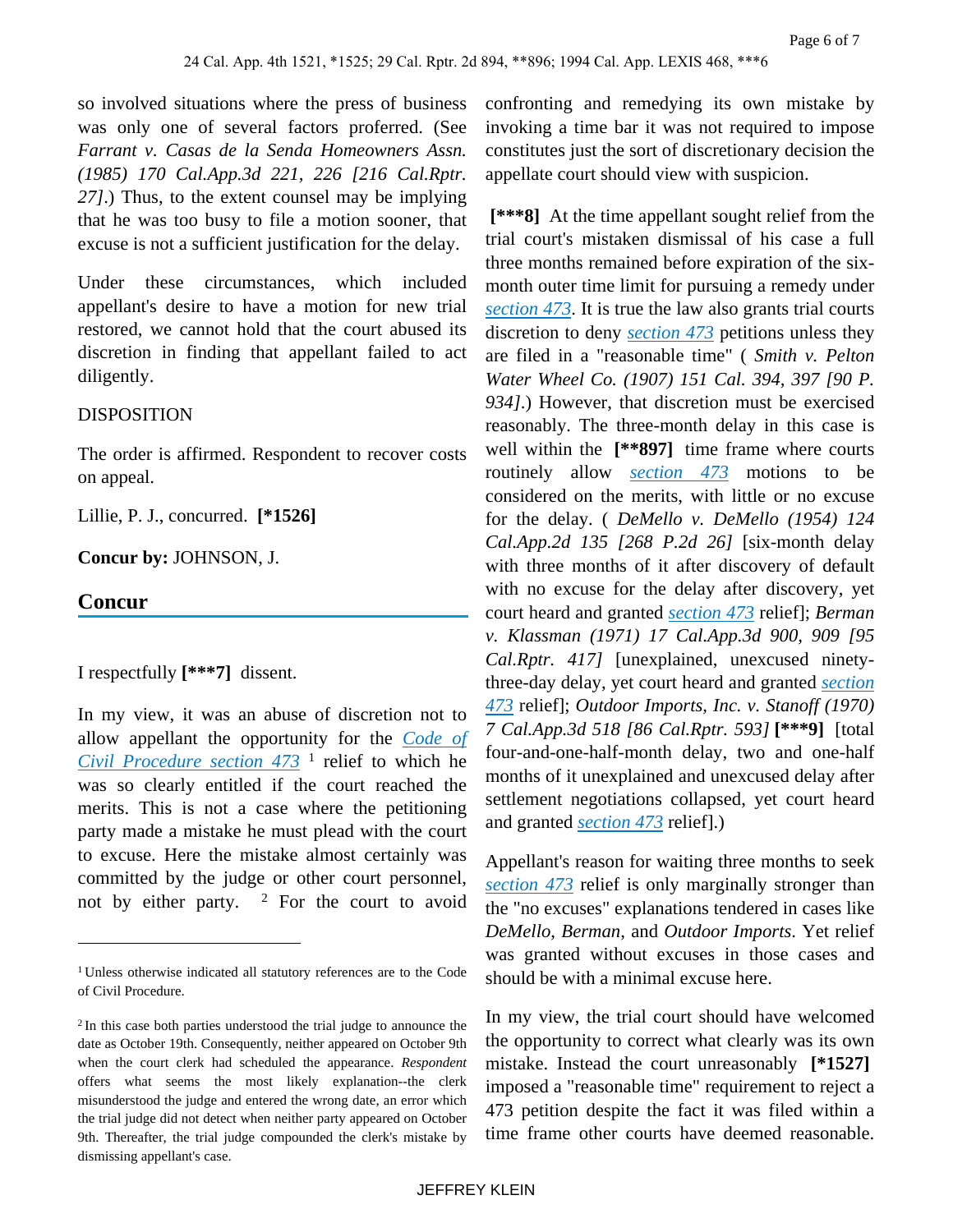so involved situations where the press of business was only one of several factors proferred. (See *Farrant v. Casas de la Senda Homeowners Assn. (1985) 170 Cal.App.3d 221, 226 [216 Cal.Rptr. 27]*.) Thus, to the extent counsel may be implying that he was too busy to file a motion sooner, that excuse is not a sufficient justification for the delay.

Under these circumstances, which included appellant's desire to have a motion for new trial restored, we cannot hold that the court abused its discretion in finding that appellant failed to act diligently.

DISPOSITION

The order is affirmed. Respondent to recover costs on appeal.

Lillie, P. J., concurred. **[*1526]**

**Concur by:** JOHNSON, J.

## Concur

I respectfully **[***7]** dissent.

In my view, it was an abuse of discretion not to allow appellant the opportunity for the Code of Civil Procedure section 473 [1] relief to which he was so clearly entitled if the court reached the merits. This is not a case where the petitioning party made a mistake he must plead with the court to excuse. Here the mistake almost certainly was committed by the judge or other court personnel, not by either party. [2] For the court to avoid confronting and remedying its own mistake by invoking a time bar it was not required to impose constitutes just the sort of discretionary decision the appellate court should view with suspicion.

**[***8]** At the time appellant sought relief from the trial court's mistaken dismissal of his case a full three months remained before expiration of the six-month outer time limit for pursuing a remedy under section 473. It is true the law also grants trial courts discretion to deny section 473 petitions unless they are filed in a "reasonable time" ( *Smith v. Pelton Water Wheel Co. (1907) 151 Cal. 394, 397 [90 P. 934]*.) However, that discretion must be exercised reasonably. The three-month delay in this case is well within the **[**897]** time frame where courts routinely allow section 473 motions to be considered on the merits, with little or no excuse for the delay. ( *DeMello v. DeMello (1954) 124 Cal.App.2d 135 [268 P.2d 26]* [six-month delay with three months of it after discovery of default with no excuse for the delay after discovery, yet court heard and granted section 473 relief]; *Berman v. Klassman (1971) 17 Cal.App.3d 900, 909 [95 Cal.Rptr. 417]* [unexplained, unexcused ninety-three-day delay, yet court heard and granted section 473 relief]; *Outdoor Imports, Inc. v. Stanoff (1970) 7 Cal.App.3d 518 [86 Cal.Rptr. 593]* **[***9]** [total four-and-one-half-month delay, two and one-half months of it unexplained and unexcused delay after settlement negotiations collapsed, yet court heard and granted section 473 relief].)

Appellant's reason for waiting three months to seek section 473 relief is only marginally stronger than the "no excuses" explanations tendered in cases like *DeMello*, *Berman*, and *Outdoor Imports*. Yet relief was granted without excuses in those cases and should be with a minimal excuse here.

In my view, the trial court should have welcomed the opportunity to correct what clearly was its own mistake. Instead the court unreasonably **[*1527]** imposed a "reasonable time" requirement to reject a 473 petition despite the fact it was filed within a time frame other courts have deemed reasonable.

---

[1] Unless otherwise indicated all statutory references are to the Code of Civil Procedure.

[2] In this case both parties understood the trial judge to announce the date as October 19th. Consequently, neither appeared on October 9th when the court clerk had scheduled the appearance. *Respondent* offers what seems the most likely explanation--the clerk misunderstood the judge and entered the wrong date, an error which the trial judge did not detect when neither party appeared on October 9th. Thereafter, the trial judge compounded the clerk's mistake by dismissing appellant's case.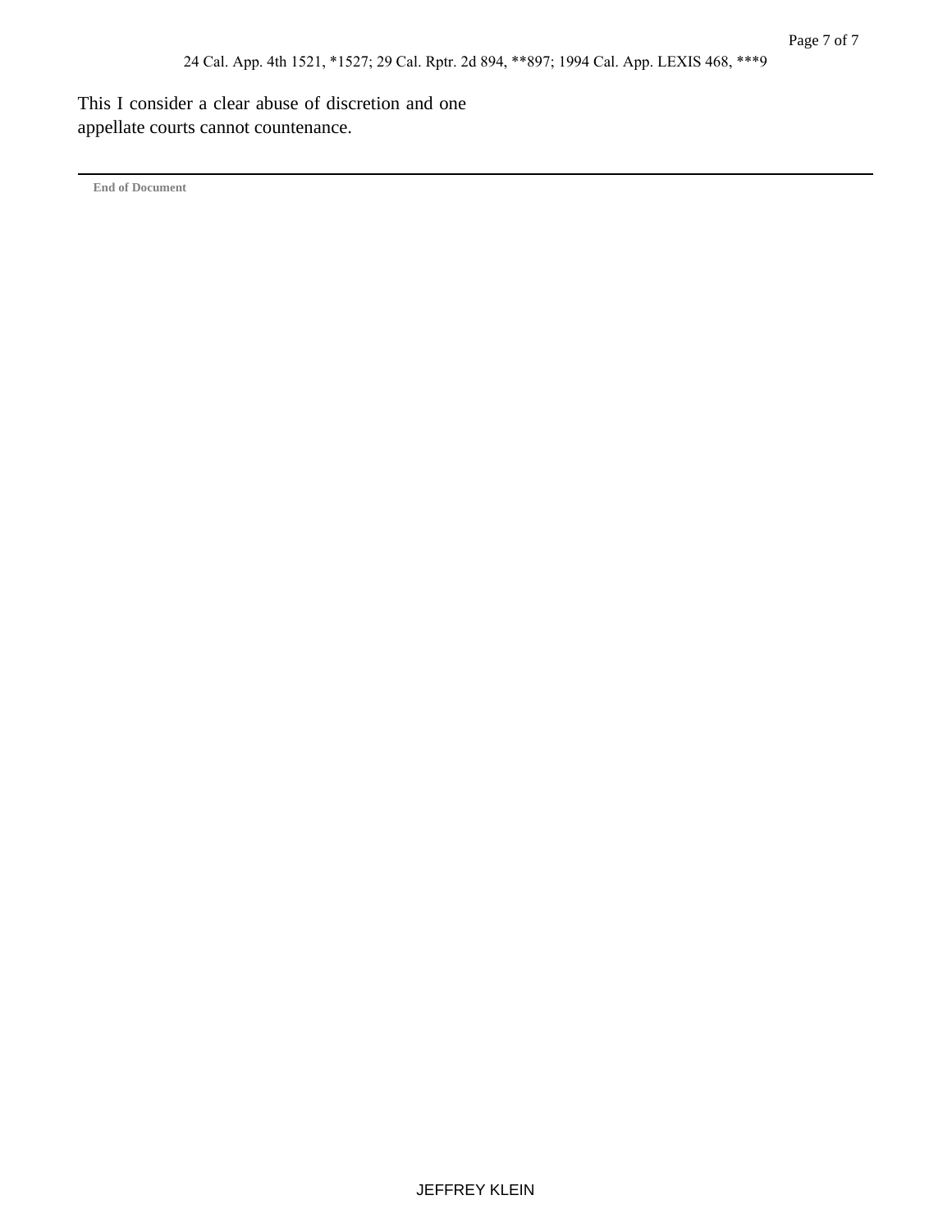This I consider a clear abuse of discretion and one appellate courts cannot countenance.

---

**End of Document**